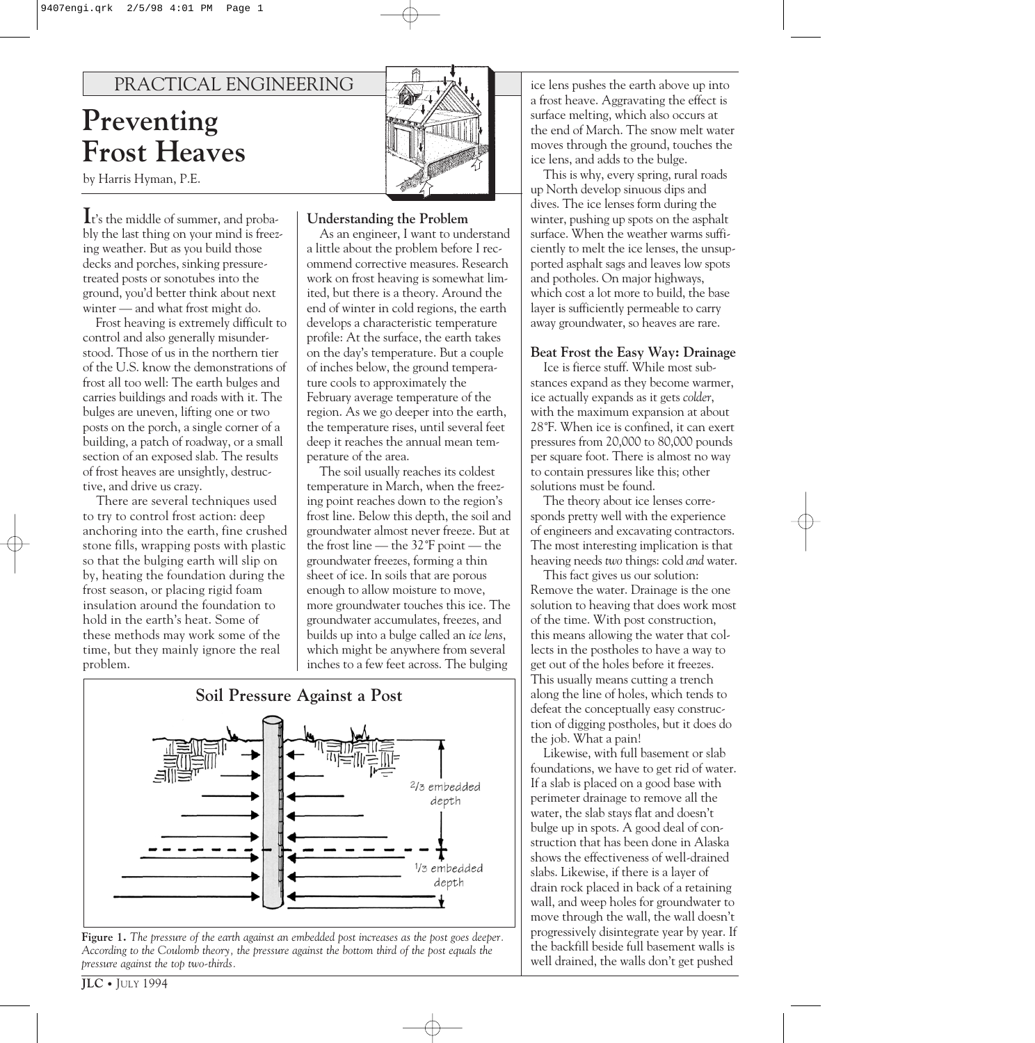PRACTICAL ENGINEERING

# Preventing Frost Heaves

by Harris Hyman, P.E.

It's the middle of summer, and probably the last thing on your mind is freezing weather. But as you build those decks and porches, sinking pressure-treated posts or sonotubes into the ground, you'd better think about next winter — and what frost might do.

Frost heaving is extremely difficult to control and also generally misunderstood. Those of us in the northern tier of the U.S. know the demonstrations of frost all too well: The earth bulges and carries buildings and roads with it. The bulges are uneven, lifting one or two posts on the porch, a single corner of a building, a patch of roadway, or a small section of an exposed slab. The results of frost heaves are unsightly, destructive, and drive us crazy.

There are several techniques used to try to control frost action: deep anchoring into the earth, fine crushed stone fills, wrapping posts with plastic so that the bulging earth will slip on by, heating the foundation during the frost season, or placing rigid foam insulation around the foundation to hold in the earth's heat. Some of these methods may work some of the time, but they mainly ignore the real problem.

**Understanding the Problem**

As an engineer, I want to understand a little about the problem before I recommend corrective measures. Research work on frost heaving is somewhat limited, but there is a theory. Around the end of winter in cold regions, the earth develops a characteristic temperature profile: At the surface, the earth takes on the day's temperature. But a couple of inches below, the ground temperature cools to approximately the February average temperature of the region. As we go deeper into the earth, the temperature rises, until several feet deep it reaches the annual mean temperature of the area.

The soil usually reaches its coldest temperature in March, when the freezing point reaches down to the region's frost line. Below this depth, the soil and groundwater almost never freeze. But at the frost line — the 32°F point — the groundwater freezes, forming a thin sheet of ice. In soils that are porous enough to allow moisture to move, more groundwater touches this ice. The groundwater accumulates, freezes, and builds up into a bulge called an *ice lens*, which might be anywhere from several inches to a few feet across. The bulging ice lens pushes the earth above up into a frost heave. Aggravating the effect is surface melting, which also occurs at the end of March. The snow melt water moves through the ground, touches the ice lens, and adds to the bulge.

This is why, every spring, rural roads up North develop sinuous dips and dives. The ice lenses form during the winter, pushing up spots on the asphalt surface. When the weather warms sufficiently to melt the ice lenses, the unsupported asphalt sags and leaves low spots and potholes. On major highways, which cost a lot more to build, the base layer is sufficiently permeable to carry away groundwater, so heaves are rare.

**Beat Frost the Easy Way: Drainage**

Ice is fierce stuff. While most substances expand as they become warmer, ice actually expands as it gets *colder*, with the maximum expansion at about 28°F. When ice is confined, it can exert pressures from 20,000 to 80,000 pounds per square foot. There is almost no way to contain pressures like this; other solutions must be found.

The theory about ice lenses corresponds pretty well with the experience of engineers and excavating contractors. The most interesting implication is that heaving needs *two* things: cold *and* water.

This fact gives us our solution: Remove the water. Drainage is the one solution to heaving that does work most of the time. With post construction, this means allowing the water that collects in the postholes to have a way to get out of the holes before it freezes. This usually means cutting a trench along the line of holes, which tends to defeat the conceptually easy construction of digging postholes, but it does do the job. What a pain!

Likewise, with full basement or slab foundations, we have to get rid of water. If a slab is placed on a good base with perimeter drainage to remove all the water, the slab stays flat and doesn't bulge up in spots. A good deal of construction that has been done in Alaska shows the effectiveness of well-drained slabs. Likewise, if there is a layer of drain rock placed in back of a retaining wall, and weep holes for groundwater to move through the wall, the wall doesn't progressively disintegrate year by year. If the backfill beside full basement walls is well drained, the walls don't get pushed

**Soil Pressure Against a Post**

**Figure 1.** *The pressure of the earth against an embedded post increases as the post goes deeper. According to the Coulomb theory, the pressure against the bottom third of the post equals the pressure against the top two-thirds.*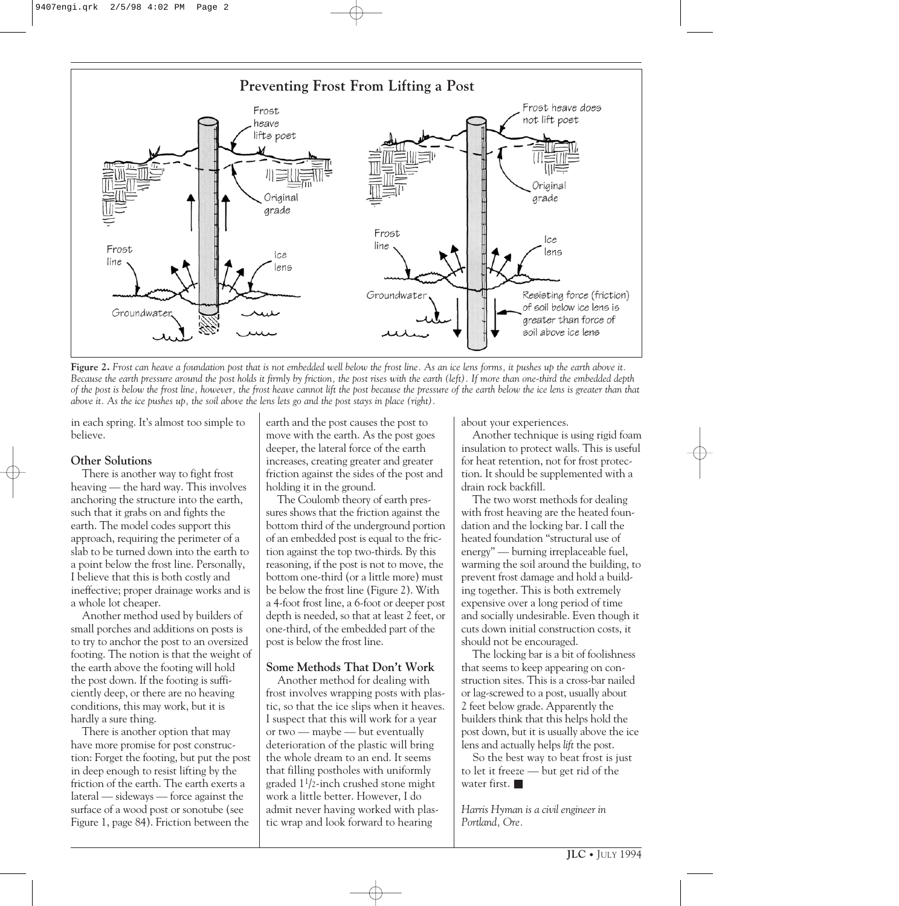**Preventing Frost From Lifting a Post**

Frost heave lifts post

Original grade

Frost line

Ice lens

Groundwater

Frost heave does not lift post

Original grade

Frost line

Ice lens

Groundwater

Resisting force (friction) of soil below ice lens is greater than force of soil above ice lens

**Figure 2.** *Frost can heave a foundation post that is not embedded well below the frost line. As an ice lens forms, it pushes up the earth above it. Because the earth pressure around the post holds it firmly by friction, the post rises with the earth (left). If more than one-third the embedded depth of the post is below the frost line, however, the frost heave cannot lift the post because the pressure of the earth below the ice lens is greater than that above it. As the ice pushes up, the soil above the lens lets go and the post stays in place (right).*

in each spring. It's almost too simple to believe.

**Other Solutions**

There is another way to fight frost heaving — the hard way. This involves anchoring the structure into the earth, such that it grabs on and fights the earth. The model codes support this approach, requiring the perimeter of a slab to be turned down into the earth to a point below the frost line. Personally, I believe that this is both costly and ineffective; proper drainage works and is a whole lot cheaper.

Another method used by builders of small porches and additions on posts is to try to anchor the post to an oversized footing. The notion is that the weight of the earth above the footing will hold the post down. If the footing is sufficiently deep, or there are no heaving conditions, this may work, but it is hardly a sure thing.

There is another option that may have more promise for post construction: Forget the footing, but put the post in deep enough to resist lifting by the friction of the earth. The earth exerts a lateral — sideways — force against the surface of a wood post or sonotube (see Figure 1, page 84). Friction between the earth and the post causes the post to move with the earth. As the post goes deeper, the lateral force of the earth increases, creating greater and greater friction against the sides of the post and holding it in the ground.

The Coulomb theory of earth pressures shows that the friction against the bottom third of the underground portion of an embedded post is equal to the friction against the top two-thirds. By this reasoning, if the post is not to move, the bottom one-third (or a little more) must be below the frost line (Figure 2). With a 4-foot frost line, a 6-foot or deeper post depth is needed, so that at least 2 feet, or one-third, of the embedded part of the post is below the frost line.

**Some Methods That Don't Work**

Another method for dealing with frost involves wrapping posts with plastic, so that the ice slips when it heaves. I suspect that this will work for a year or two — maybe — but eventually deterioration of the plastic will bring the whole dream to an end. It seems that filling postholes with uniformly graded 1½-inch crushed stone might work a little better. However, I do admit never having worked with plastic wrap and look forward to hearing about your experiences.

Another technique is using rigid foam insulation to protect walls. This is useful for heat retention, not for frost protection. It should be supplemented with a drain rock backfill.

The two worst methods for dealing with frost heaving are the heated foundation and the locking bar. I call the heated foundation "structural use of energy" — burning irreplaceable fuel, warming the soil around the building, to prevent frost damage and hold a building together. This is both extremely expensive over a long period of time and socially undesirable. Even though it cuts down initial construction costs, it should not be encouraged.

The locking bar is a bit of foolishness that seems to keep appearing on construction sites. This is a cross-bar nailed or lag-screwed to a post, usually about 2 feet below grade. Apparently the builders think that this helps hold the post down, but it is usually above the ice lens and actually helps *lift* the post.

So the best way to beat frost is just to let it freeze — but get rid of the water first. ■

*Harris Hyman is a civil engineer in Portland, Ore.*